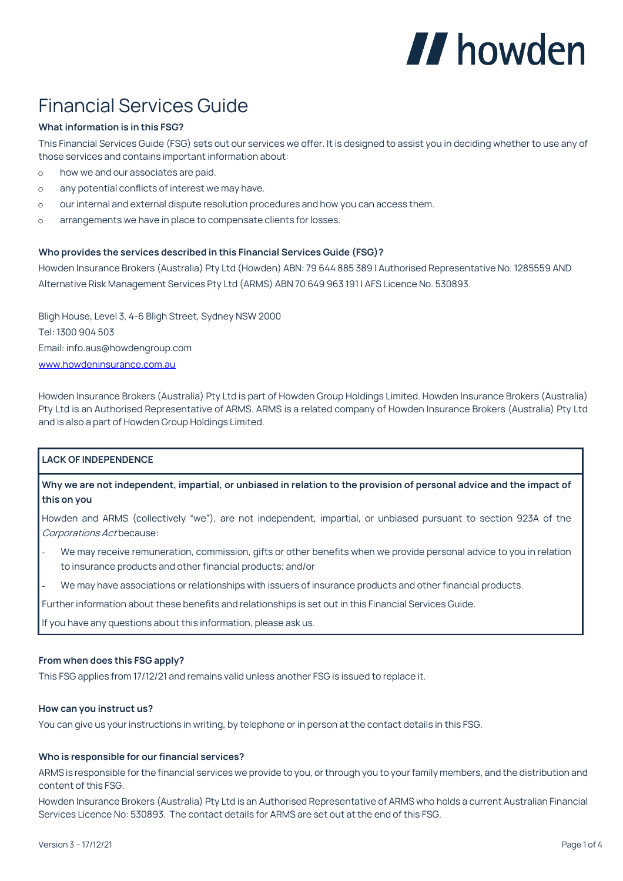# Financial Services Guide

**What information is in this FSG?**

This Financial Services Guide (FSG) sets out our services we offer. It is designed to assist you in deciding whether to use any of those services and contains important information about:

- how we and our associates are paid.
- any potential conflicts of interest we may have.
- our internal and external dispute resolution procedures and how you can access them.
- arrangements we have in place to compensate clients for losses.

**Who provides the services described in this Financial Services Guide (FSG)?**

Howden Insurance Brokers (Australia) Pty Ltd (Howden) ABN: 79 644 885 389 I Authorised Representative No. 1285559 AND Alternative Risk Management Services Pty Ltd (ARMS) ABN 70 649 963 191 I AFS Licence No. 530893.

Bligh House, Level 3, 4-6 Bligh Street, Sydney NSW 2000
Tel: 1300 904 503
Email: info.aus@howdengroup.com
www.howdeninsurance.com.au

Howden Insurance Brokers (Australia) Pty Ltd is part of Howden Group Holdings Limited. Howden Insurance Brokers (Australia) Pty Ltd is an Authorised Representative of ARMS. ARMS is a related company of Howden Insurance Brokers (Australia) Pty Ltd and is also a part of Howden Group Holdings Limited.

**LACK OF INDEPENDENCE**

**Why we are not independent, impartial, or unbiased in relation to the provision of personal advice and the impact of this on you**

Howden and ARMS (collectively "we"), are not independent, impartial, or unbiased pursuant to section 923A of the *Corporations Act* because:

- We may receive remuneration, commission, gifts or other benefits when we provide personal advice to you in relation to insurance products and other financial products; and/or
- We may have associations or relationships with issuers of insurance products and other financial products.

Further information about these benefits and relationships is set out in this Financial Services Guide.

If you have any questions about this information, please ask us.

**From when does this FSG apply?**

This FSG applies from 17/12/21 and remains valid unless another FSG is issued to replace it.

**How can you instruct us?**

You can give us your instructions in writing, by telephone or in person at the contact details in this FSG.

**Who is responsible for our financial services?**

ARMS is responsible for the financial services we provide to you, or through you to your family members, and the distribution and content of this FSG.

Howden Insurance Brokers (Australia) Pty Ltd is an Authorised Representative of ARMS who holds a current Australian Financial Services Licence No: 530893. The contact details for ARMS are set out at the end of this FSG.

Version 3 – 17/12/21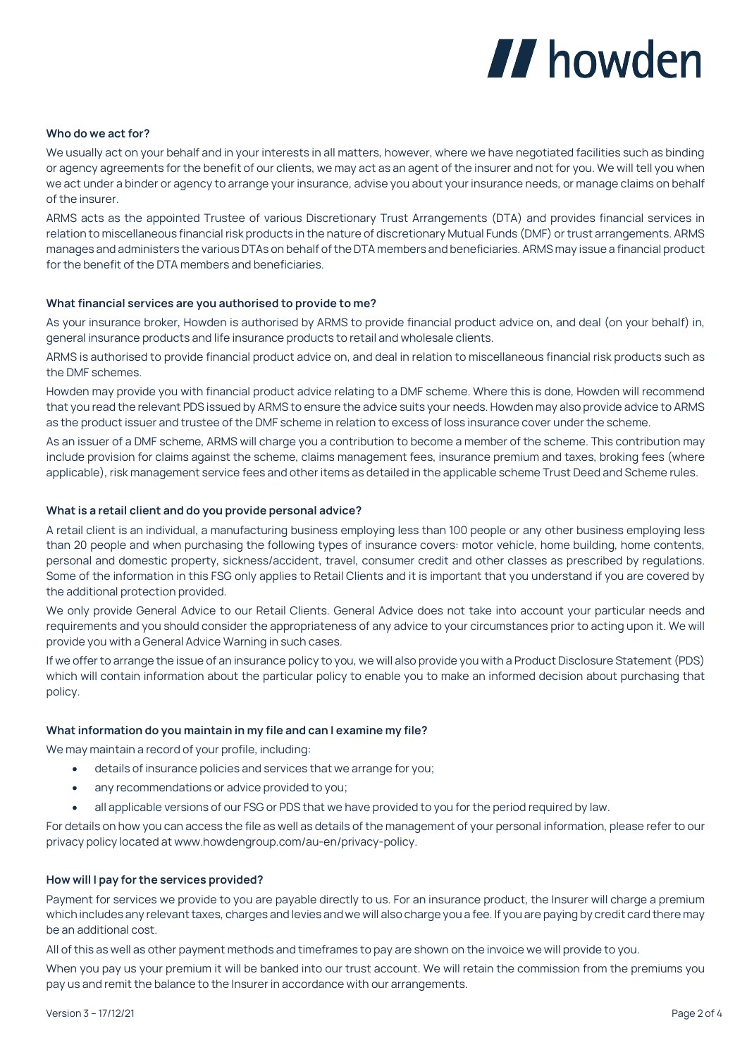#### Who do we act for?

We usually act on your behalf and in your interests in all matters, however, where we have negotiated facilities such as binding or agency agreements for the benefit of our clients, we may act as an agent of the insurer and not for you. We will tell you when we act under a binder or agency to arrange your insurance, advise you about your insurance needs, or manage claims on behalf of the insurer.

ARMS acts as the appointed Trustee of various Discretionary Trust Arrangements (DTA) and provides financial services in relation to miscellaneous financial risk products in the nature of discretionary Mutual Funds (DMF) or trust arrangements. ARMS manages and administers the various DTAs on behalf of the DTA members and beneficiaries. ARMS may issue a financial product for the benefit of the DTA members and beneficiaries.

#### What financial services are you authorised to provide to me?

As your insurance broker, Howden is authorised by ARMS to provide financial product advice on, and deal (on your behalf) in, general insurance products and life insurance products to retail and wholesale clients.

ARMS is authorised to provide financial product advice on, and deal in relation to miscellaneous financial risk products such as the DMF schemes.

Howden may provide you with financial product advice relating to a DMF scheme. Where this is done, Howden will recommend that you read the relevant PDS issued by ARMS to ensure the advice suits your needs. Howden may also provide advice to ARMS as the product issuer and trustee of the DMF scheme in relation to excess of loss insurance cover under the scheme.

As an issuer of a DMF scheme, ARMS will charge you a contribution to become a member of the scheme. This contribution may include provision for claims against the scheme, claims management fees, insurance premium and taxes, broking fees (where applicable), risk management service fees and other items as detailed in the applicable scheme Trust Deed and Scheme rules.

#### What is a retail client and do you provide personal advice?

A retail client is an individual, a manufacturing business employing less than 100 people or any other business employing less than 20 people and when purchasing the following types of insurance covers: motor vehicle, home building, home contents, personal and domestic property, sickness/accident, travel, consumer credit and other classes as prescribed by regulations. Some of the information in this FSG only applies to Retail Clients and it is important that you understand if you are covered by the additional protection provided.

We only provide General Advice to our Retail Clients. General Advice does not take into account your particular needs and requirements and you should consider the appropriateness of any advice to your circumstances prior to acting upon it. We will provide you with a General Advice Warning in such cases.

If we offer to arrange the issue of an insurance policy to you, we will also provide you with a Product Disclosure Statement (PDS) which will contain information about the particular policy to enable you to make an informed decision about purchasing that policy.

#### What information do you maintain in my file and can I examine my file?

We may maintain a record of your profile, including:

- details of insurance policies and services that we arrange for you;
- any recommendations or advice provided to you;
- all applicable versions of our FSG or PDS that we have provided to you for the period required by law.

For details on how you can access the file as well as details of the management of your personal information, please refer to our privacy policy located at www.howdengroup.com/au-en/privacy-policy.

#### How will I pay for the services provided?

Payment for services we provide to you are payable directly to us. For an insurance product, the Insurer will charge a premium which includes any relevant taxes, charges and levies and we will also charge you a fee. If you are paying by credit card there may be an additional cost.

All of this as well as other payment methods and timeframes to pay are shown on the invoice we will provide to you.

When you pay us your premium it will be banked into our trust account. We will retain the commission from the premiums you pay us and remit the balance to the Insurer in accordance with our arrangements.

Version 3 – 17/12/21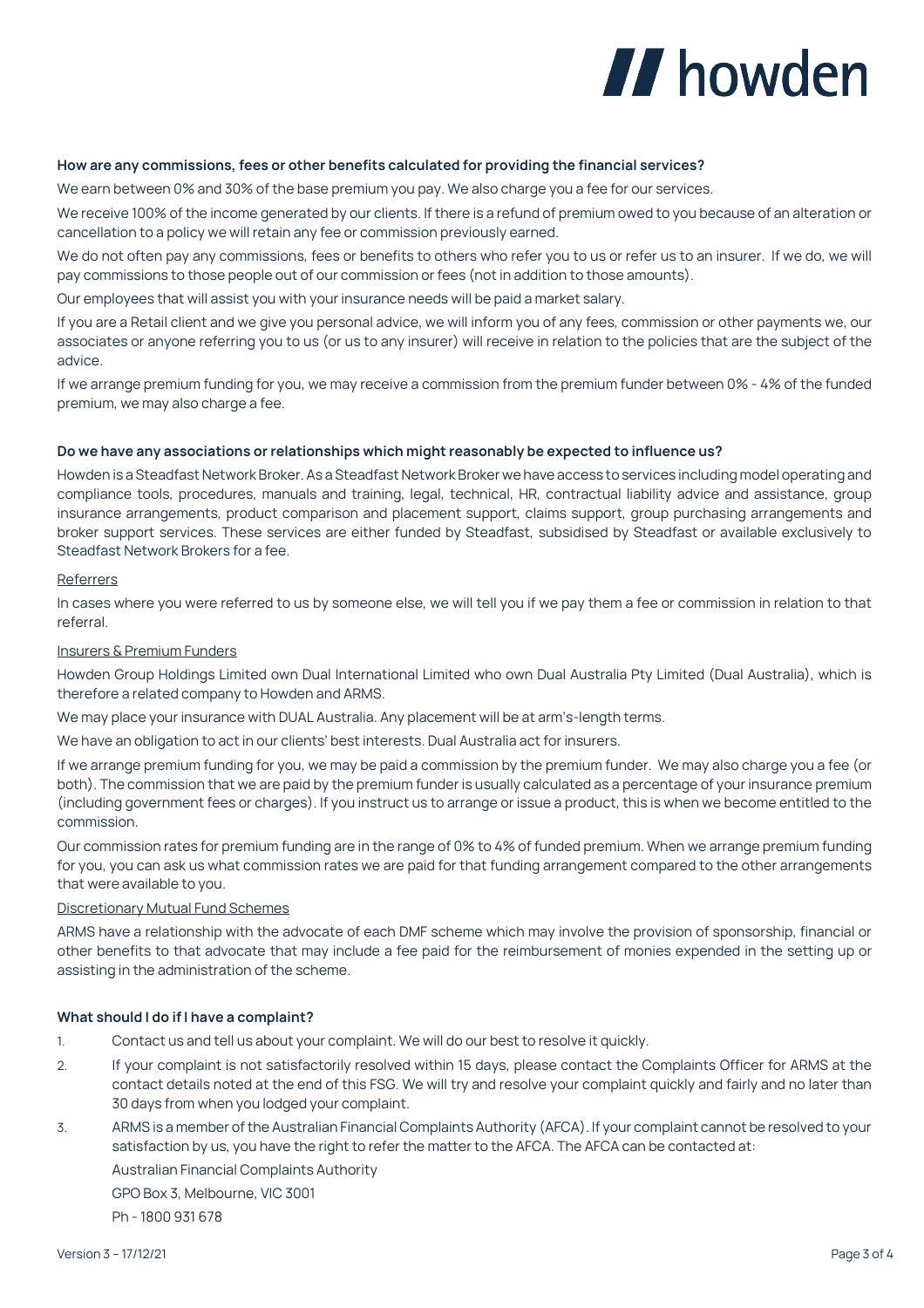### How are any commissions, fees or other benefits calculated for providing the financial services?

We earn between 0% and 30% of the base premium you pay. We also charge you a fee for our services.

We receive 100% of the income generated by our clients. If there is a refund of premium owed to you because of an alteration or cancellation to a policy we will retain any fee or commission previously earned.

We do not often pay any commissions, fees or benefits to others who refer you to us or refer us to an insurer. If we do, we will pay commissions to those people out of our commission or fees (not in addition to those amounts).

Our employees that will assist you with your insurance needs will be paid a market salary.

If you are a Retail client and we give you personal advice, we will inform you of any fees, commission or other payments we, our associates or anyone referring you to us (or us to any insurer) will receive in relation to the policies that are the subject of the advice.

If we arrange premium funding for you, we may receive a commission from the premium funder between 0% - 4% of the funded premium, we may also charge a fee.

### Do we have any associations or relationships which might reasonably be expected to influence us?

Howden is a Steadfast Network Broker. As a Steadfast Network Broker we have access to services including model operating and compliance tools, procedures, manuals and training, legal, technical, HR, contractual liability advice and assistance, group insurance arrangements, product comparison and placement support, claims support, group purchasing arrangements and broker support services. These services are either funded by Steadfast, subsidised by Steadfast or available exclusively to Steadfast Network Brokers for a fee.

<u>Referrers</u>

In cases where you were referred to us by someone else, we will tell you if we pay them a fee or commission in relation to that referral.

<u>Insurers & Premium Funders</u>

Howden Group Holdings Limited own Dual International Limited who own Dual Australia Pty Limited (Dual Australia), which is therefore a related company to Howden and ARMS.

We may place your insurance with DUAL Australia. Any placement will be at arm's-length terms.

We have an obligation to act in our clients' best interests. Dual Australia act for insurers.

If we arrange premium funding for you, we may be paid a commission by the premium funder. We may also charge you a fee (or both). The commission that we are paid by the premium funder is usually calculated as a percentage of your insurance premium (including government fees or charges). If you instruct us to arrange or issue a product, this is when we become entitled to the commission.

Our commission rates for premium funding are in the range of 0% to 4% of funded premium. When we arrange premium funding for you, you can ask us what commission rates we are paid for that funding arrangement compared to the other arrangements that were available to you.

<u>Discretionary Mutual Fund Schemes</u>

ARMS have a relationship with the advocate of each DMF scheme which may involve the provision of sponsorship, financial or other benefits to that advocate that may include a fee paid for the reimbursement of monies expended in the setting up or assisting in the administration of the scheme.

### What should I do if I have a complaint?

1. Contact us and tell us about your complaint. We will do our best to resolve it quickly.
2. If your complaint is not satisfactorily resolved within 15 days, please contact the Complaints Officer for ARMS at the contact details noted at the end of this FSG. We will try and resolve your complaint quickly and fairly and no later than 30 days from when you lodged your complaint.
3. ARMS is a member of the Australian Financial Complaints Authority (AFCA). If your complaint cannot be resolved to your satisfaction by us, you have the right to refer the matter to the AFCA. The AFCA can be contacted at:

   Australian Financial Complaints Authority

   GPO Box 3, Melbourne, VIC 3001

   Ph - 1800 931 678

Version 3 – 17/12/21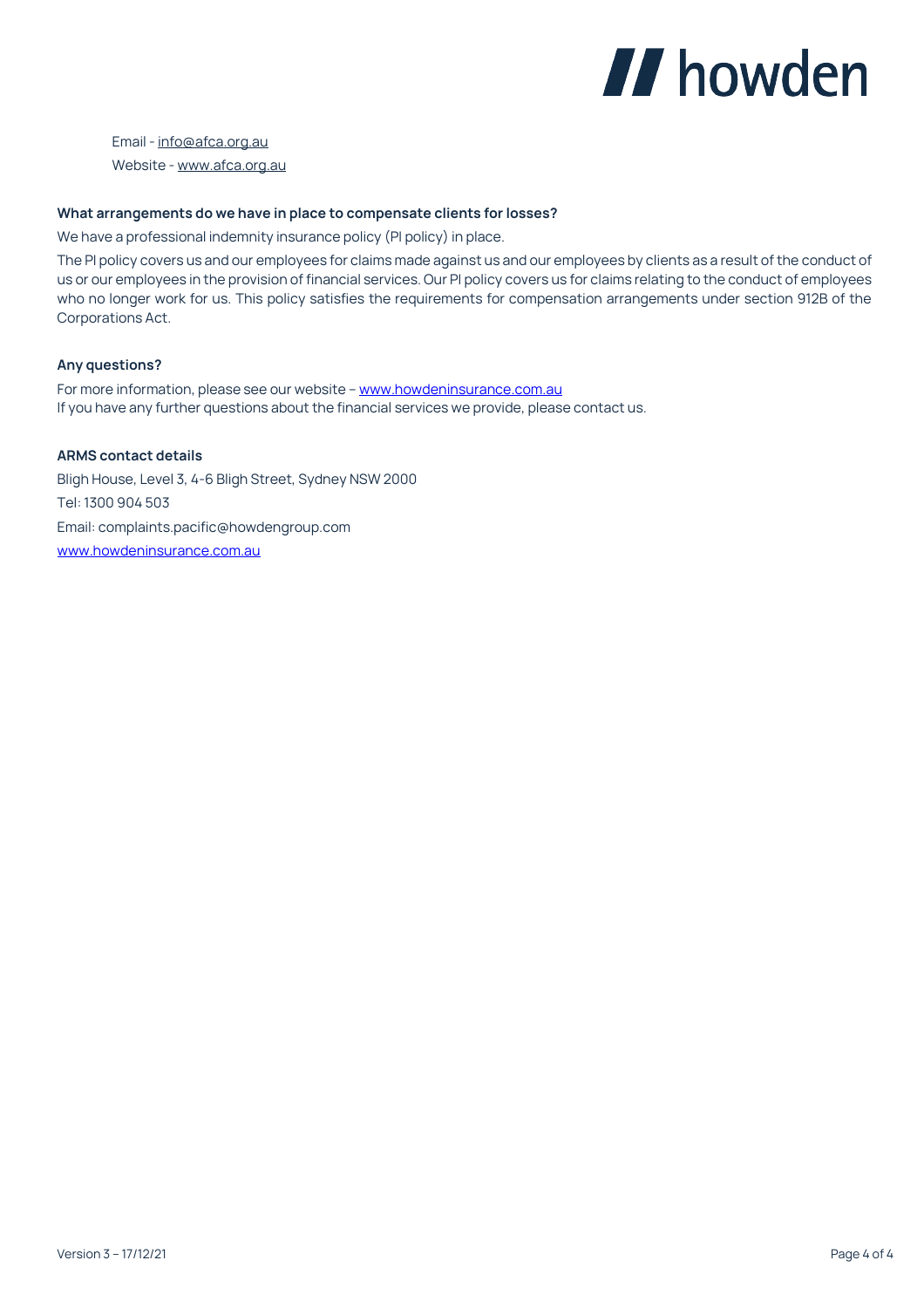Email - info@afca.org.au

Website - www.afca.org.au

**What arrangements do we have in place to compensate clients for losses?**

We have a professional indemnity insurance policy (PI policy) in place.

The PI policy covers us and our employees for claims made against us and our employees by clients as a result of the conduct of us or our employees in the provision of financial services. Our PI policy covers us for claims relating to the conduct of employees who no longer work for us. This policy satisfies the requirements for compensation arrangements under section 912B of the Corporations Act.

**Any questions?**

For more information, please see our website – www.howdeninsurance.com.au
If you have any further questions about the financial services we provide, please contact us.

**ARMS contact details**

Bligh House, Level 3, 4-6 Bligh Street, Sydney NSW 2000

Tel: 1300 904 503

Email: complaints.pacific@howdengroup.com

www.howdeninsurance.com.au

Version 3 – 17/12/21